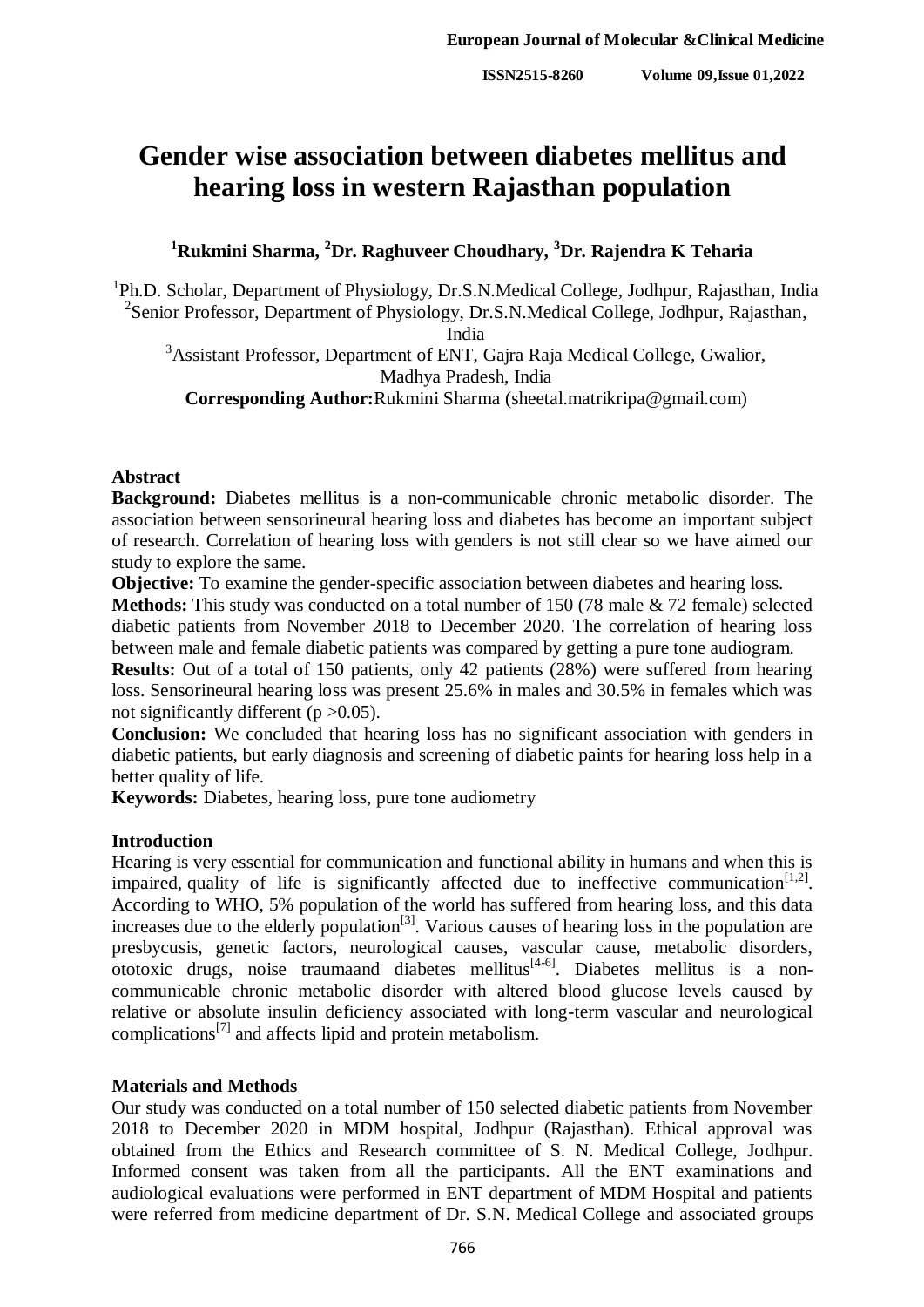# Gender wise association between diabetes mellitus and hearing loss in western Rajasthan population

**[1]Rukmini Sharma, [2]Dr. Raghuveer Choudhary, [3]Dr. Rajendra K Teharia**

[1]Ph.D. Scholar, Department of Physiology, Dr.S.N.Medical College, Jodhpur, Rajasthan, India
[2]Senior Professor, Department of Physiology, Dr.S.N.Medical College, Jodhpur, Rajasthan, India
[3]Assistant Professor, Department of ENT, Gajra Raja Medical College, Gwalior, Madhya Pradesh, India

**Corresponding Author:** Rukmini Sharma (sheetal.matrikripa@gmail.com)

## Abstract

**Background:** Diabetes mellitus is a non-communicable chronic metabolic disorder. The association between sensorineural hearing loss and diabetes has become an important subject of research. Correlation of hearing loss with genders is not still clear so we have aimed our study to explore the same.

**Objective:** To examine the gender-specific association between diabetes and hearing loss.

**Methods:** This study was conducted on a total number of 150 (78 male & 72 female) selected diabetic patients from November 2018 to December 2020. The correlation of hearing loss between male and female diabetic patients was compared by getting a pure tone audiogram.

**Results:** Out of a total of 150 patients, only 42 patients (28%) were suffered from hearing loss. Sensorineural hearing loss was present 25.6% in males and 30.5% in females which was not significantly different ($p > 0.05$).

**Conclusion:** We concluded that hearing loss has no significant association with genders in diabetic patients, but early diagnosis and screening of diabetic paints for hearing loss help in a better quality of life.

**Keywords:** Diabetes, hearing loss, pure tone audiometry

## Introduction

Hearing is very essential for communication and functional ability in humans and when this is impaired, quality of life is significantly affected due to ineffective communication[1,2]. According to WHO, 5% population of the world has suffered from hearing loss, and this data increases due to the elderly population[3]. Various causes of hearing loss in the population are presbycusis, genetic factors, neurological causes, vascular cause, metabolic disorders, ototoxic drugs, noise traumaand diabetes mellitus[4-6]. Diabetes mellitus is a non-communicable chronic metabolic disorder with altered blood glucose levels caused by relative or absolute insulin deficiency associated with long-term vascular and neurological complications[7] and affects lipid and protein metabolism.

## Materials and Methods

Our study was conducted on a total number of 150 selected diabetic patients from November 2018 to December 2020 in MDM hospital, Jodhpur (Rajasthan). Ethical approval was obtained from the Ethics and Research committee of S. N. Medical College, Jodhpur. Informed consent was taken from all the participants. All the ENT examinations and audiological evaluations were performed in ENT department of MDM Hospital and patients were referred from medicine department of Dr. S.N. Medical College and associated groups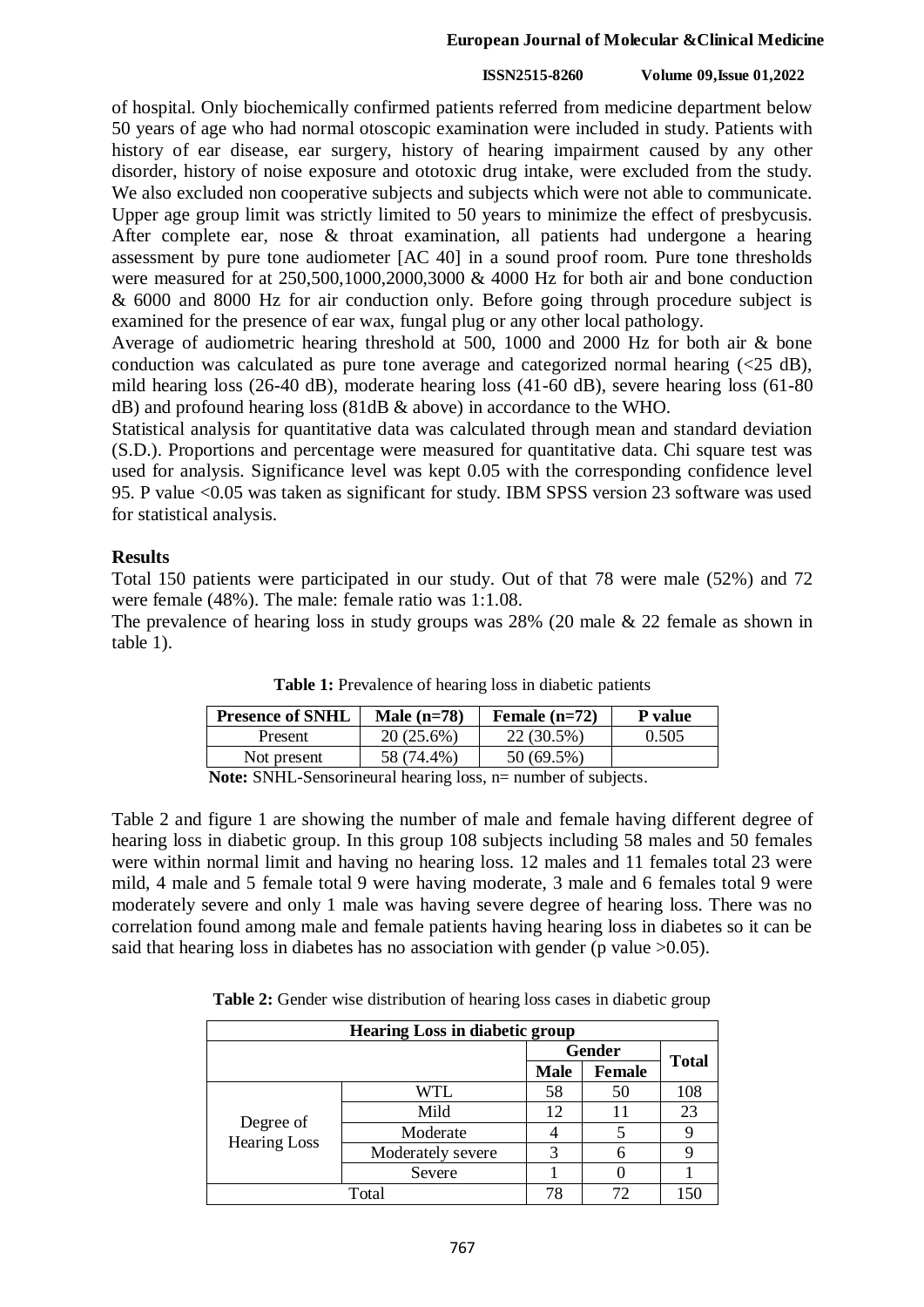of hospital. Only biochemically confirmed patients referred from medicine department below 50 years of age who had normal otoscopic examination were included in study. Patients with history of ear disease, ear surgery, history of hearing impairment caused by any other disorder, history of noise exposure and ototoxic drug intake, were excluded from the study. We also excluded non cooperative subjects and subjects which were not able to communicate. Upper age group limit was strictly limited to 50 years to minimize the effect of presbycusis. After complete ear, nose & throat examination, all patients had undergone a hearing assessment by pure tone audiometer [AC 40] in a sound proof room. Pure tone thresholds were measured for at 250,500,1000,2000,3000 & 4000 Hz for both air and bone conduction & 6000 and 8000 Hz for air conduction only. Before going through procedure subject is examined for the presence of ear wax, fungal plug or any other local pathology.

Average of audiometric hearing threshold at 500, 1000 and 2000 Hz for both air & bone conduction was calculated as pure tone average and categorized normal hearing (<25 dB), mild hearing loss (26-40 dB), moderate hearing loss (41-60 dB), severe hearing loss (61-80 dB) and profound hearing loss (81dB & above) in accordance to the WHO.

Statistical analysis for quantitative data was calculated through mean and standard deviation (S.D.). Proportions and percentage were measured for quantitative data. Chi square test was used for analysis. Significance level was kept 0.05 with the corresponding confidence level 95. P value <0.05 was taken as significant for study. IBM SPSS version 23 software was used for statistical analysis.

## Results

Total 150 patients were participated in our study. Out of that 78 were male (52%) and 72 were female (48%). The male: female ratio was 1:1.08.

The prevalence of hearing loss in study groups was 28% (20 male & 22 female as shown in table 1).

**Table 1:** Prevalence of hearing loss in diabetic patients

| Presence of SNHL | Male (n=78) | Female (n=72) | P value |
|---|---|---|---|
| Present | 20 (25.6%) | 22 (30.5%) | 0.505 |
| Not present | 58 (74.4%) | 50 (69.5%) | |

**Note:** SNHL-Sensorineural hearing loss, n= number of subjects.

Table 2 and figure 1 are showing the number of male and female having different degree of hearing loss in diabetic group. In this group 108 subjects including 58 males and 50 females were within normal limit and having no hearing loss. 12 males and 11 females total 23 were mild, 4 male and 5 female total 9 were having moderate, 3 male and 6 females total 9 were moderately severe and only 1 male was having severe degree of hearing loss. There was no correlation found among male and female patients having hearing loss in diabetes so it can be said that hearing loss in diabetes has no association with gender (p value >0.05).

**Table 2:** Gender wise distribution of hearing loss cases in diabetic group

| Hearing Loss in diabetic group | | | | |
|---|---|---|---|---|
| | | Gender | | Total |
| | | Male | Female | |
| Degree of Hearing Loss | WTL | 58 | 50 | 108 |
| | Mild | 12 | 11 | 23 |
| | Moderate | 4 | 5 | 9 |
| | Moderately severe | 3 | 6 | 9 |
| | Severe | 1 | 0 | 1 |
| Total | | 78 | 72 | 150 |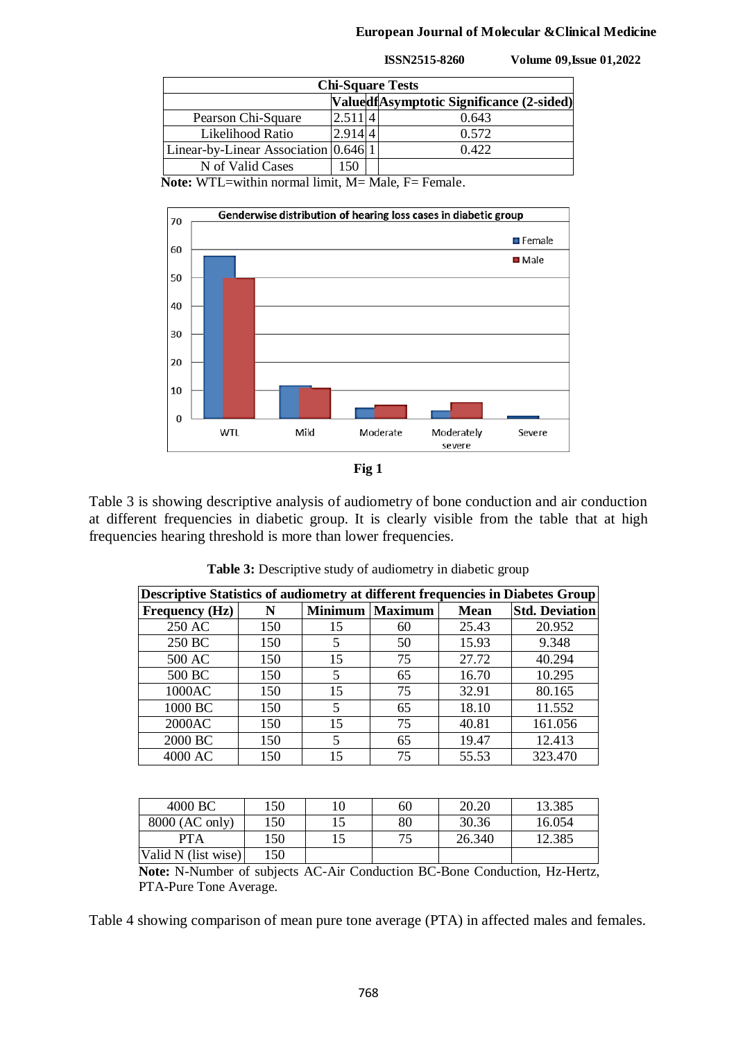| Chi-Square Tests | | | |
|---|---|---|---|
| | Value | df | Asymptotic Significance (2-sided) |
| Pearson Chi-Square | 2.511 | 4 | 0.643 |
| Likelihood Ratio | 2.914 | 4 | 0.572 |
| Linear-by-Linear Association | 0.646 | 1 | 0.422 |
| N of Valid Cases | 150 | | |

**Note:** WTL=within normal limit, M= Male, F= Female.

**Fig 1**

Table 3 is showing descriptive analysis of audiometry of bone conduction and air conduction at different frequencies in diabetic group. It is clearly visible from the table that at high frequencies hearing threshold is more than lower frequencies.

**Table 3:** Descriptive study of audiometry in diabetic group

| Descriptive Statistics of audiometry at different frequencies in Diabetes Group | | | | | |
|---|---|---|---|---|---|
| **Frequency (Hz)** | **N** | **Minimum** | **Maximum** | **Mean** | **Std. Deviation** |
| 250 AC | 150 | 15 | 60 | 25.43 | 20.952 |
| 250 BC | 150 | 5 | 50 | 15.93 | 9.348 |
| 500 AC | 150 | 15 | 75 | 27.72 | 40.294 |
| 500 BC | 150 | 5 | 65 | 16.70 | 10.295 |
| 1000AC | 150 | 15 | 75 | 32.91 | 80.165 |
| 1000 BC | 150 | 5 | 65 | 18.10 | 11.552 |
| 2000AC | 150 | 15 | 75 | 40.81 | 161.056 |
| 2000 BC | 150 | 5 | 65 | 19.47 | 12.413 |
| 4000 AC | 150 | 15 | 75 | 55.53 | 323.470 |
| 4000 BC | 150 | 10 | 60 | 20.20 | 13.385 |
| 8000 (AC only) | 150 | 15 | 80 | 30.36 | 16.054 |
| PTA | 150 | 15 | 75 | 26.340 | 12.385 |
| Valid N (list wise) | 150 | | | | |

**Note:** N-Number of subjects AC-Air Conduction BC-Bone Conduction, Hz-Hertz, PTA-Pure Tone Average.

Table 4 showing comparison of mean pure tone average (PTA) in affected males and females.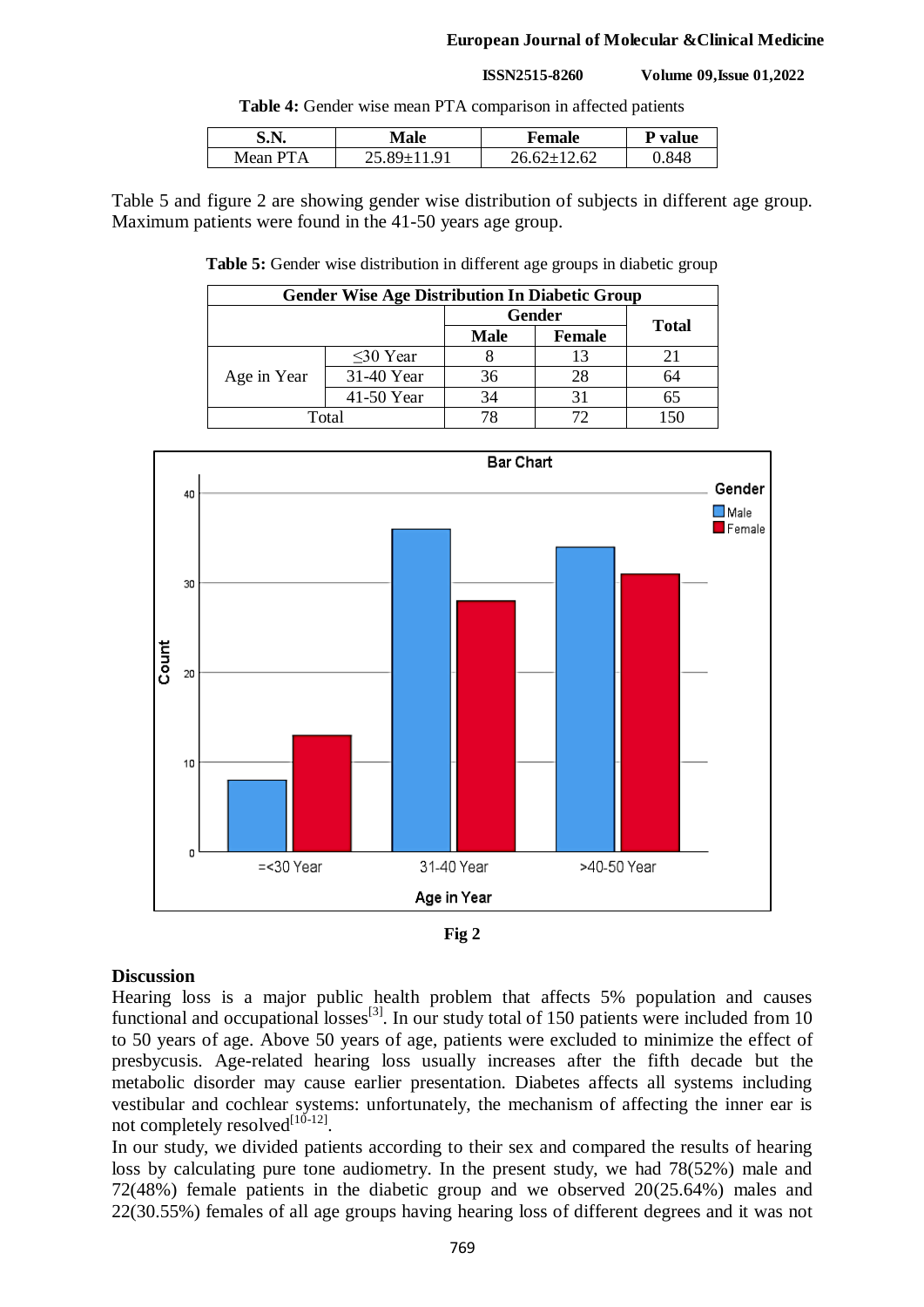**Table 4:** Gender wise mean PTA comparison in affected patients

| S.N. | Male | Female | P value |
|---|---|---|---|
| Mean PTA | 25.89±11.91 | 26.62±12.62 | 0.848 |

Table 5 and figure 2 are showing gender wise distribution of subjects in different age group. Maximum patients were found in the 41-50 years age group.

**Table 5:** Gender wise distribution in different age groups in diabetic group

| Gender Wise Age Distribution In Diabetic Group | | | | |
|---|---|---|---|---|
| | | Gender | | Total |
| | | Male | Female | |
| Age in Year | ≤30 Year | 8 | 13 | 21 |
| | 31-40 Year | 36 | 28 | 64 |
| | 41-50 Year | 34 | 31 | 65 |
| Total | | 78 | 72 | 150 |

**Fig 2**

## Discussion

Hearing loss is a major public health problem that affects 5% population and causes functional and occupational losses[3]. In our study total of 150 patients were included from 10 to 50 years of age. Above 50 years of age, patients were excluded to minimize the effect of presbycusis. Age-related hearing loss usually increases after the fifth decade but the metabolic disorder may cause earlier presentation. Diabetes affects all systems including vestibular and cochlear systems: unfortunately, the mechanism of affecting the inner ear is not completely resolved[10-12].

In our study, we divided patients according to their sex and compared the results of hearing loss by calculating pure tone audiometry. In the present study, we had 78(52%) male and 72(48%) female patients in the diabetic group and we observed 20(25.64%) males and 22(30.55%) females of all age groups having hearing loss of different degrees and it was not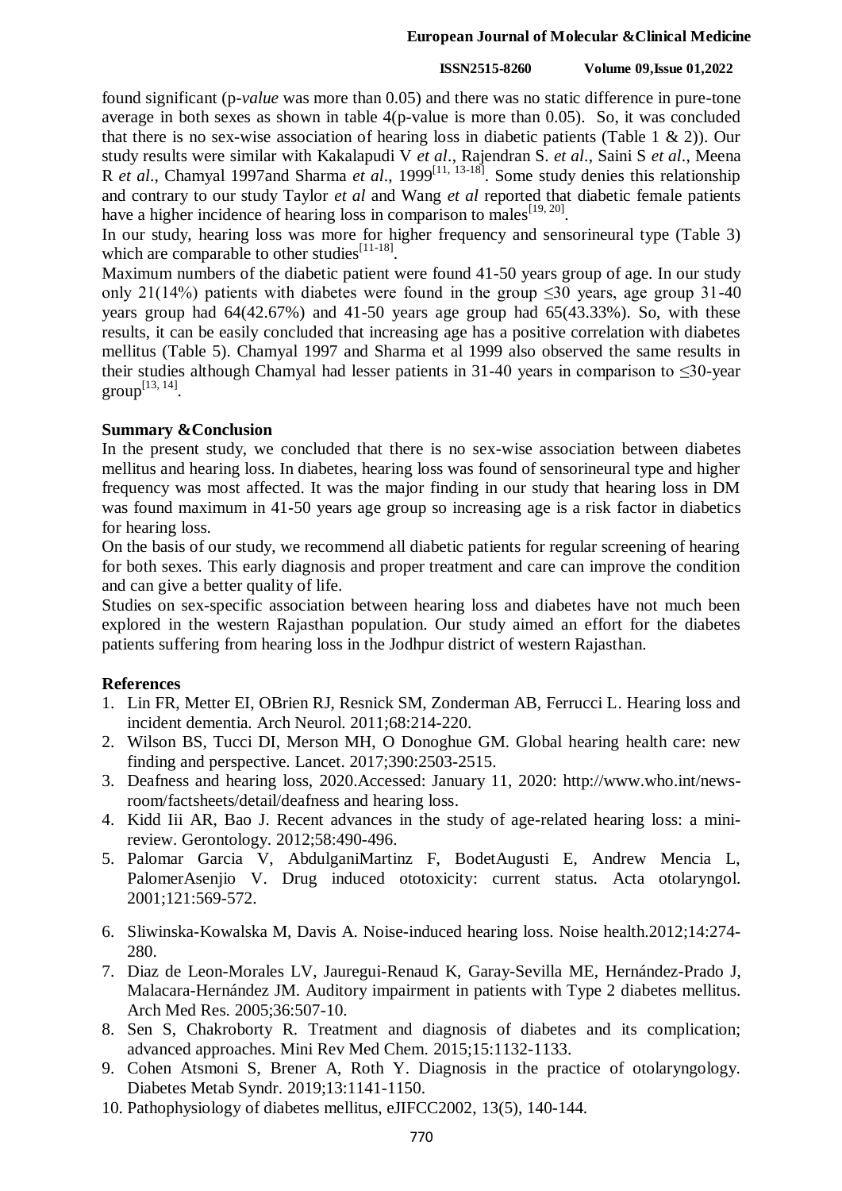found significant (p-*value* was more than 0.05) and there was no static difference in pure-tone average in both sexes as shown in table 4(p-value is more than 0.05). So, it was concluded that there is no sex-wise association of hearing loss in diabetic patients (Table 1 & 2)). Our study results were similar with Kakalapudi V *et al*., Rajendran S. *et al*., Saini S *et al*., Meena R *et al*., Chamyal 1997and Sharma *et al*., 1999[11, 13-18]. Some study denies this relationship and contrary to our study Taylor *et al* and Wang *et al* reported that diabetic female patients have a higher incidence of hearing loss in comparison to males[19, 20].

In our study, hearing loss was more for higher frequency and sensorineural type (Table 3) which are comparable to other studies[11-18].

Maximum numbers of the diabetic patient were found 41-50 years group of age. In our study only 21(14%) patients with diabetes were found in the group ≤30 years, age group 31-40 years group had 64(42.67%) and 41-50 years age group had 65(43.33%). So, with these results, it can be easily concluded that increasing age has a positive correlation with diabetes mellitus (Table 5). Chamyal 1997 and Sharma et al 1999 also observed the same results in their studies although Chamyal had lesser patients in 31-40 years in comparison to ≤30-year group[13, 14].

## Summary &Conclusion

In the present study, we concluded that there is no sex-wise association between diabetes mellitus and hearing loss. In diabetes, hearing loss was found of sensorineural type and higher frequency was most affected. It was the major finding in our study that hearing loss in DM was found maximum in 41-50 years age group so increasing age is a risk factor in diabetics for hearing loss.

On the basis of our study, we recommend all diabetic patients for regular screening of hearing for both sexes. This early diagnosis and proper treatment and care can improve the condition and can give a better quality of life.

Studies on sex-specific association between hearing loss and diabetes have not much been explored in the western Rajasthan population. Our study aimed an effort for the diabetes patients suffering from hearing loss in the Jodhpur district of western Rajasthan.

## References

1. Lin FR, Metter EI, OBrien RJ, Resnick SM, Zonderman AB, Ferrucci L. Hearing loss and incident dementia. Arch Neurol. 2011;68:214-220.
2. Wilson BS, Tucci DI, Merson MH, O Donoghue GM. Global hearing health care: new finding and perspective. Lancet. 2017;390:2503-2515.
3. Deafness and hearing loss, 2020.Accessed: January 11, 2020: http://www.who.int/news-room/factsheets/detail/deafness and hearing loss.
4. Kidd Iii AR, Bao J. Recent advances in the study of age-related hearing loss: a mini-review. Gerontology. 2012;58:490-496.
5. Palomar Garcia V, AbdulganiMartinz F, BodetAugusti E, Andrew Mencia L, PalomerAsenjio V. Drug induced ototoxicity: current status. Acta otolaryngol. 2001;121:569-572.
6. Sliwinska-Kowalska M, Davis A. Noise-induced hearing loss. Noise health.2012;14:274-280.
7. Diaz de Leon-Morales LV, Jauregui-Renaud K, Garay-Sevilla ME, Hernández-Prado J, Malacara-Hernández JM. Auditory impairment in patients with Type 2 diabetes mellitus. Arch Med Res. 2005;36:507-10.
8. Sen S, Chakroborty R. Treatment and diagnosis of diabetes and its complication; advanced approaches. Mini Rev Med Chem. 2015;15:1132-1133.
9. Cohen Atsmoni S, Brener A, Roth Y. Diagnosis in the practice of otolaryngology. Diabetes Metab Syndr. 2019;13:1141-1150.
10. Pathophysiology of diabetes mellitus, eJIFCC2002, 13(5), 140-144.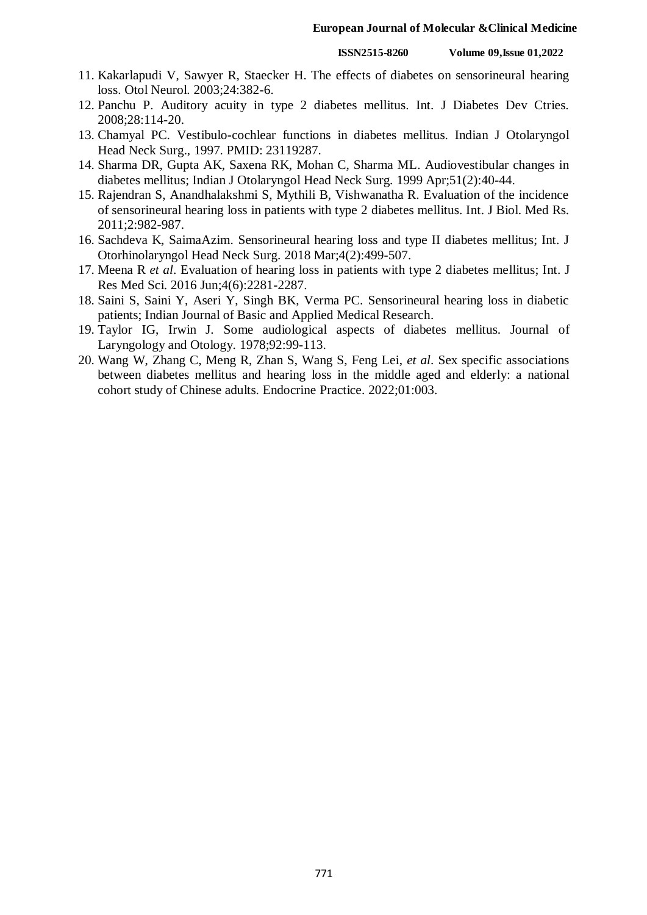11. Kakarlapudi V, Sawyer R, Staecker H. The effects of diabetes on sensorineural hearing loss. Otol Neurol. 2003;24:382-6.
12. Panchu P. Auditory acuity in type 2 diabetes mellitus. Int. J Diabetes Dev Ctries. 2008;28:114-20.
13. Chamyal PC. Vestibulo-cochlear functions in diabetes mellitus. Indian J Otolaryngol Head Neck Surg., 1997. PMID: 23119287.
14. Sharma DR, Gupta AK, Saxena RK, Mohan C, Sharma ML. Audiovestibular changes in diabetes mellitus; Indian J Otolaryngol Head Neck Surg. 1999 Apr;51(2):40-44.
15. Rajendran S, Anandhalakshmi S, Mythili B, Vishwanatha R. Evaluation of the incidence of sensorineural hearing loss in patients with type 2 diabetes mellitus. Int. J Biol. Med Rs. 2011;2:982-987.
16. Sachdeva K, SaimaAzim. Sensorineural hearing loss and type II diabetes mellitus; Int. J Otorhinolaryngol Head Neck Surg. 2018 Mar;4(2):499-507.
17. Meena R *et al*. Evaluation of hearing loss in patients with type 2 diabetes mellitus; Int. J Res Med Sci. 2016 Jun;4(6):2281-2287.
18. Saini S, Saini Y, Aseri Y, Singh BK, Verma PC. Sensorineural hearing loss in diabetic patients; Indian Journal of Basic and Applied Medical Research.
19. Taylor IG, Irwin J. Some audiological aspects of diabetes mellitus. Journal of Laryngology and Otology. 1978;92:99-113.
20. Wang W, Zhang C, Meng R, Zhan S, Wang S, Feng Lei, *et al*. Sex specific associations between diabetes mellitus and hearing loss in the middle aged and elderly: a national cohort study of Chinese adults. Endocrine Practice. 2022;01:003.